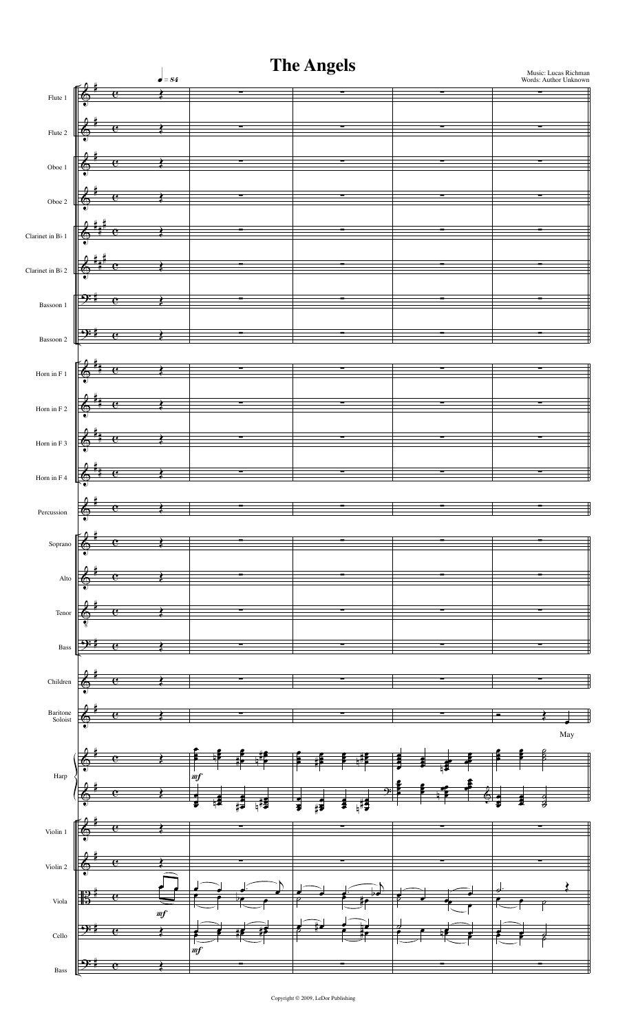# The Angels

Music: Lucas Richman
Words: Author Unknown

Copyright © 2009, LeDor Publishing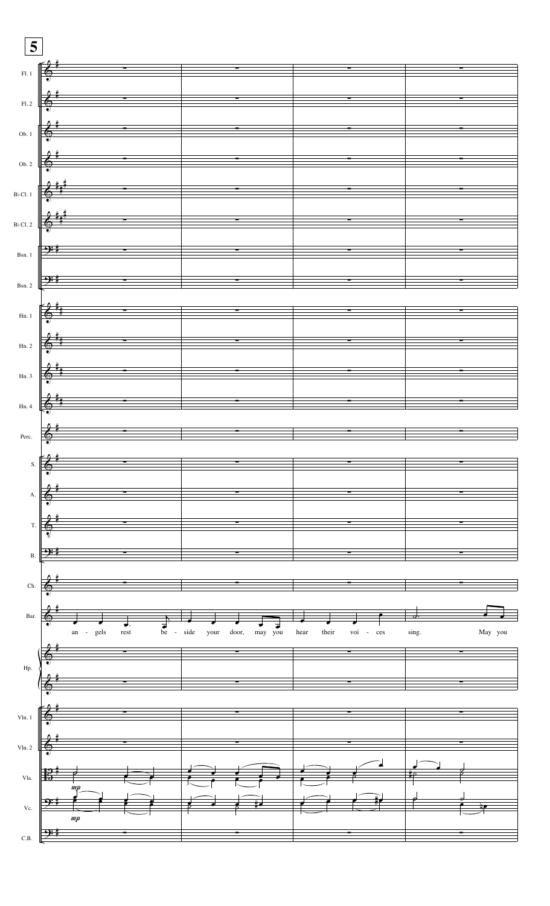**5**

Fl. 1

Fl. 2

Ob. 1

Ob. 2

B♭ Cl. 1

B♭ Cl. 2

Bsn. 1

Bsn. 2

Hn. 1

Hn. 2

Hn. 3

Hn. 4

Perc.

S.

A.

T.

B.

Ch.

Bar.

an - gels rest be - side your door, may you hear their voi - ces sing. May you

Hp.

Vln. 1

Vln. 2

Vla.

*mp*

Vc.

*mp*

C.B.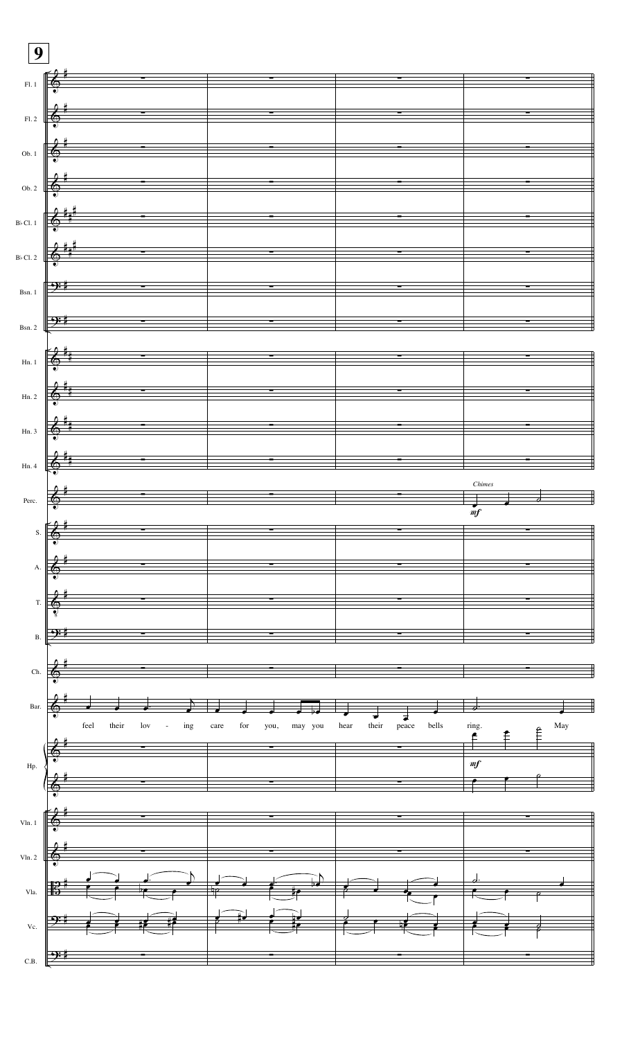**9**

Fl. 1
Fl. 2
Ob. 1
Ob. 2
B♭ Cl. 1
B♭ Cl. 2
Bsn. 1
Bsn. 2
Hn. 1
Hn. 2
Hn. 3
Hn. 4
Perc. — *Chimes* *mf*
S.
A.
T.
B.
Ch.
Bar. — feel their lov - ing care for you, may you hear their peace bells ring. May
Hp. — *mf*
Vln. 1
Vln. 2
Vla.
Vc.
C.B.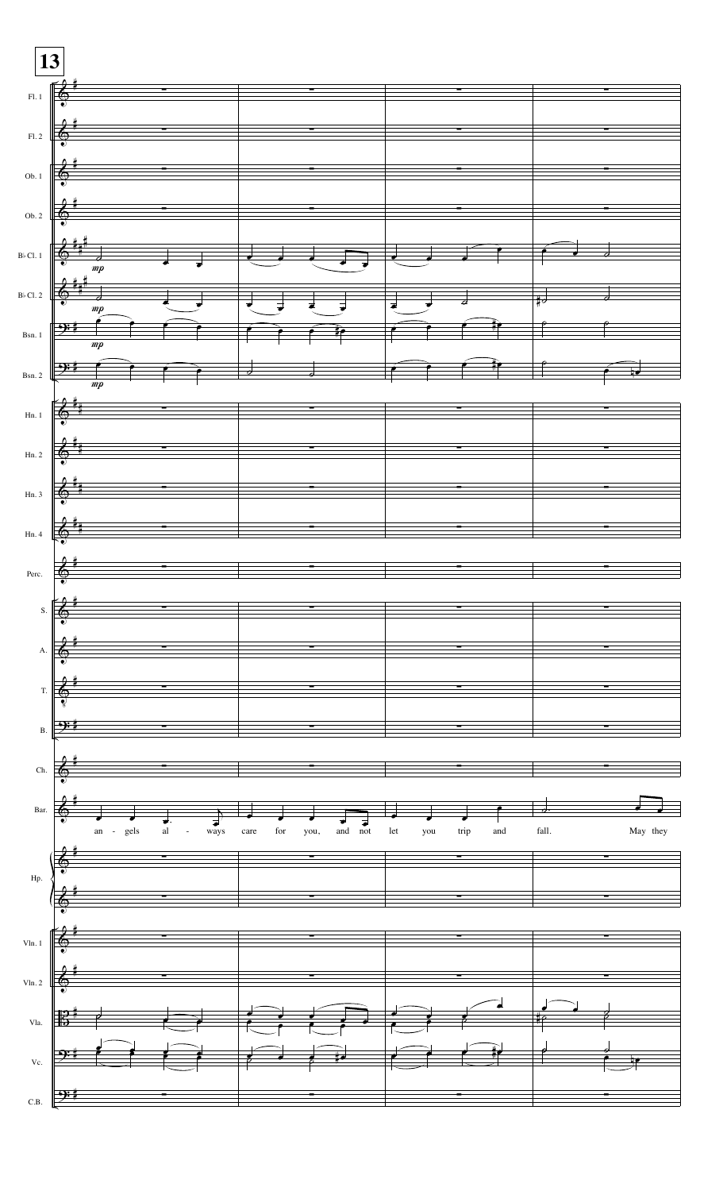**13**

Fl. 1
Fl. 2
Ob. 1
Ob. 2
B♭ Cl. 1
B♭ Cl. 2
Bsn. 1
Bsn. 2
Hn. 1
Hn. 2
Hn. 3
Hn. 4
Perc.
S.
A.
T.
B.
Ch.
Bar.
Hp.
Vln. 1
Vln. 2
Vla.
Vc.
C.B.

*mp*

an - gels al - ways care for you, and not let you trip and fall. May they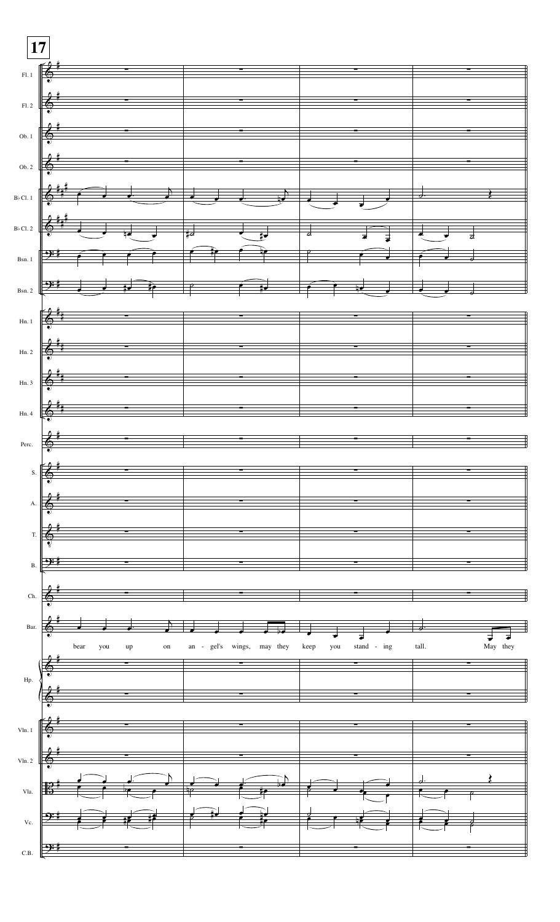**17**

Fl. 1

Fl. 2

Ob. 1

Ob. 2

B♭ Cl. 1

B♭ Cl. 2

Bsn. 1

Bsn. 2

Hn. 1

Hn. 2

Hn. 3

Hn. 4

Perc.

S.

A.

T.

B.

Ch.

Bar.

bear you up on an - gel's wings, may they keep you stand - ing tall. May they

Hp.

Vln. 1

Vln. 2

Vla.

Vc.

C.B.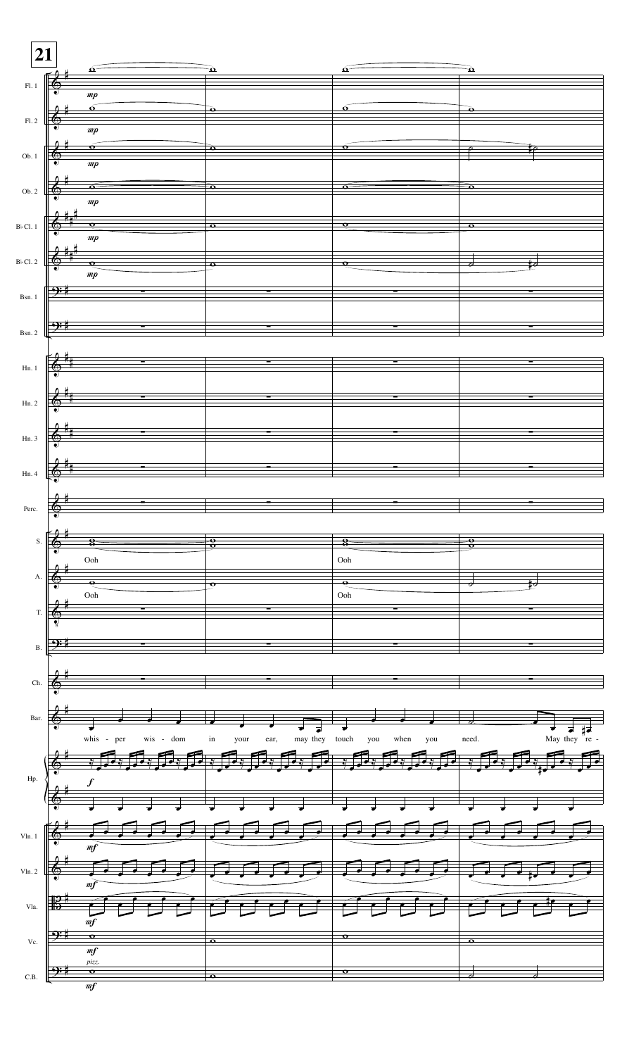**21**

Fl. 1 — *mp*

Fl. 2 — *mp*

Ob. 1 — *mp*

Ob. 2 — *mp*

B♭ Cl. 1 — *mp*

B♭ Cl. 2 — *mp*

Bsn. 1

Bsn. 2

Hn. 1

Hn. 2

Hn. 3

Hn. 4

Perc.

S. — Ooh Ooh

A. — Ooh Ooh

T.

B.

Ch.

Bar. — whis - per wis - dom in your ear, may they touch you when you need. May they re -

Hp. — *f*

Vln. 1 — *mf*

Vln. 2 — *mf*

Vla. — *mf*

Vc. — *mf*

C.B. — *pizz.* *mf*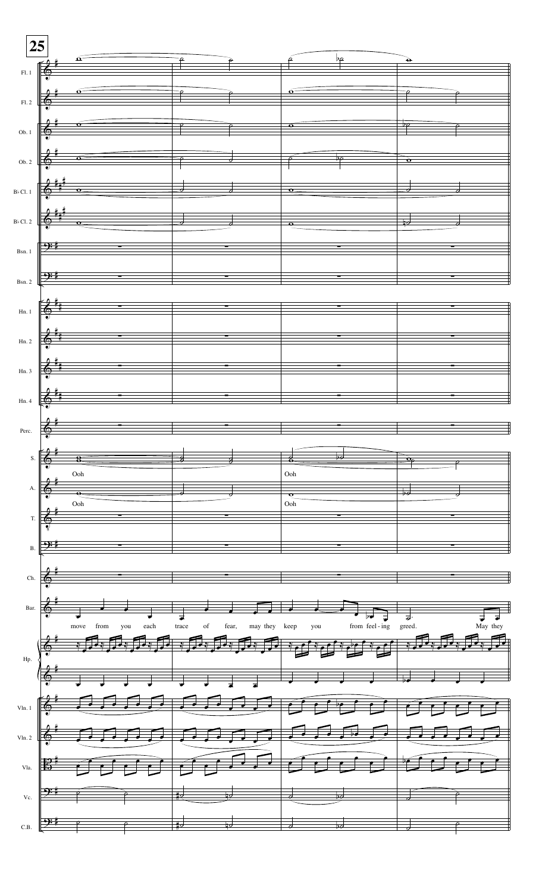25

Fl. 1

Fl. 2

Ob. 1

Ob. 2

B♭ Cl. 1

B♭ Cl. 2

Bsn. 1

Bsn. 2

Hn. 1

Hn. 2

Hn. 3

Hn. 4

Perc.

S.

Ooh

Ooh

A.

Ooh

Ooh

T.

B.

Ch.

Bar.

move from you each trace of fear, may they keep you from feel - ing greed. May they

Hp.

Vln. 1

Vln. 2

Vla.

Vc.

C.B.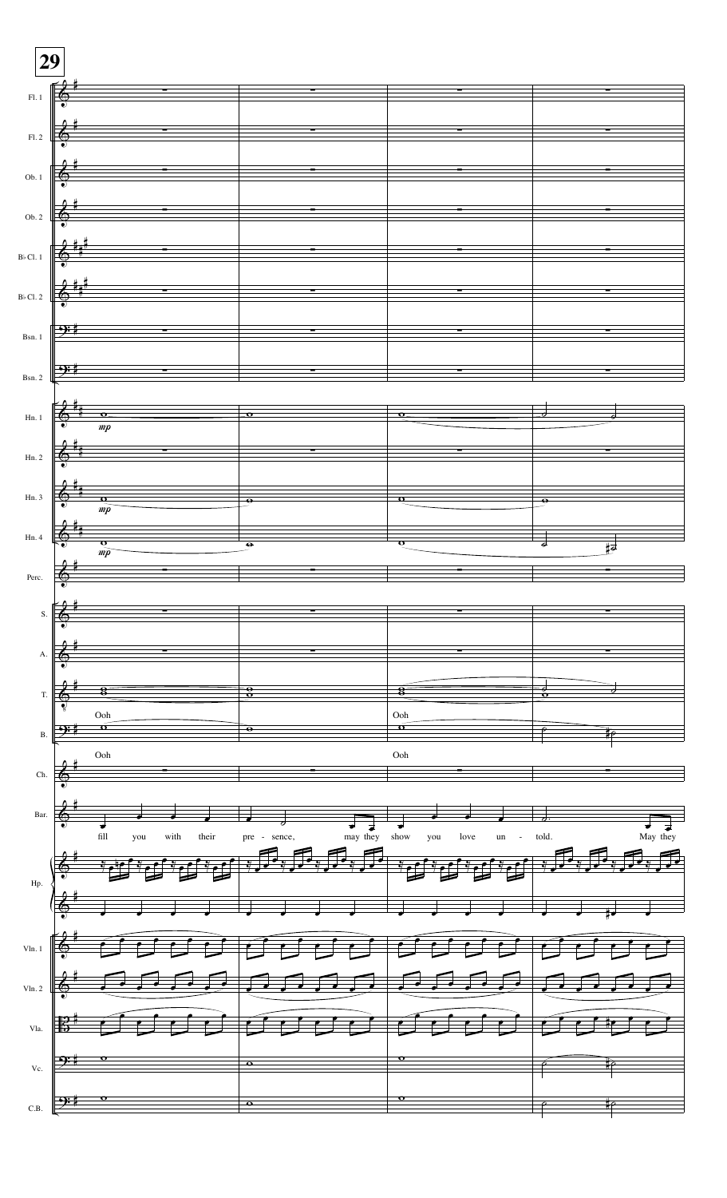**29**

Fl. 1

Fl. 2

Ob. 1

Ob. 2

B♭ Cl. 1

B♭ Cl. 2

Bsn. 1

Bsn. 2

Hn. 1 *mp*

Hn. 2

Hn. 3 *mp*

Hn. 4 *mp*

Perc.

S.

A.

T. Ooh Ooh

B. Ooh Ooh

Ch.

Bar. fill you with their pre - sence, may they show you love un - told. May they

Hp.

Vln. 1

Vln. 2

Vla.

Vc.

C.B.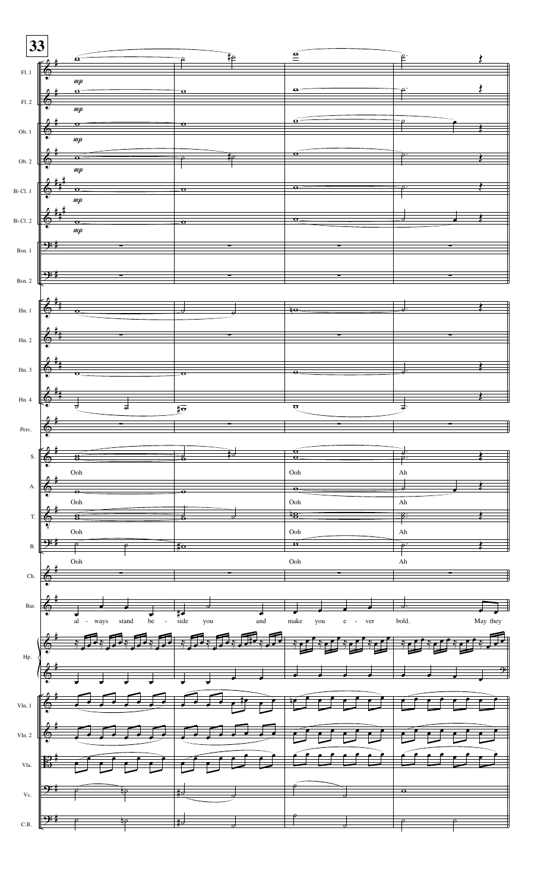**33**

Fl. 1
Fl. 2
Ob. 1
Ob. 2
B♭ Cl. 1
B♭ Cl. 2
Bsn. 1
Bsn. 2
Hn. 1
Hn. 2
Hn. 3
Hn. 4
Perc.
S.
A.
T.
B.
Ch.
Bar.
Hp.
Vln. 1
Vln. 2
Vla.
Vc.
C.B.

*mp*

S.: Ooh Ooh Ah

A.: Ooh Ooh Ah

T.: Ooh Ooh Ah

B.: Ooh Ooh Ah

Bar.: al - ways stand be - side you and make you e - ver bold. May they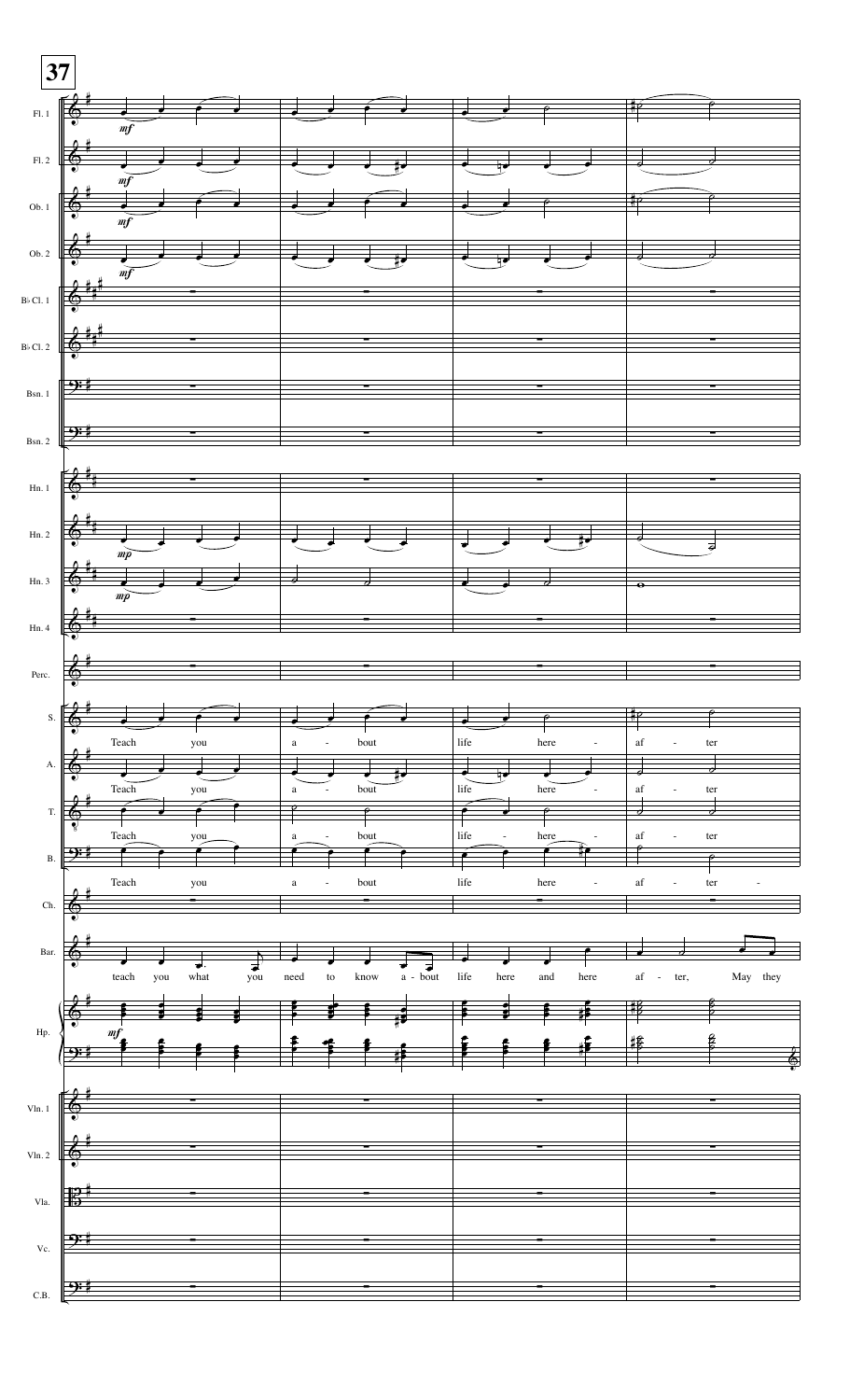**37**

Fl. 1 — *mf*
Fl. 2 — *mf*
Ob. 1 — *mf*
Ob. 2 — *mf*
B♭ Cl. 1
B♭ Cl. 2
Bsn. 1
Bsn. 2
Hn. 1
Hn. 2 — *mp*
Hn. 3 — *mp*
Hn. 4
Perc.

S. — Teach you a - bout life here - af - ter
A. — Teach you a - bout life here - af - ter
T. — Teach you a - bout life - here - af - ter
B. — Teach you a - bout life here - af - ter -
Ch.

Bar. — teach you what you need to know a - bout life here and here af - ter, May they

Hp. — *mf*

Vln. 1
Vln. 2
Vla.
Vc.
C.B.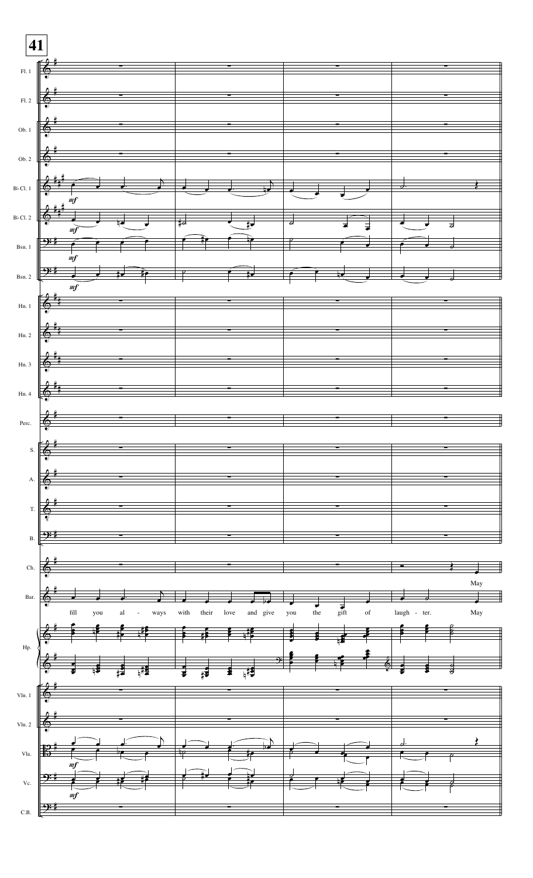41

Fl. 1

Fl. 2

Ob. 1

Ob. 2

B♭ Cl. 1

B♭ Cl. 2

Bsn. 1

Bsn. 2

Hn. 1

Hn. 2

Hn. 3

Hn. 4

Perc.

S.

A.

T.

B.

Ch.

Bar.

Hp.

Vln. 1

Vln. 2

Vla.

Vc.

C.B.

*mf*

May

fill you al - ways with their love and give you the gift of laugh - ter. May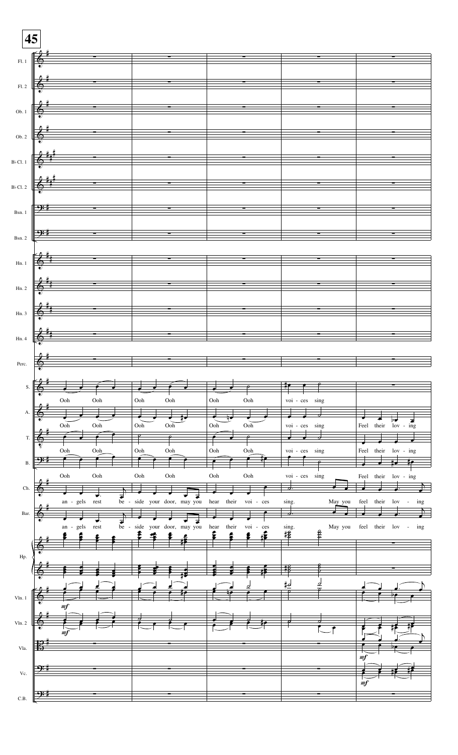**45**

Fl. 1

Fl. 2

Ob. 1

Ob. 2

B♭ Cl. 1

B♭ Cl. 2

Bsn. 1

Bsn. 2

Hn. 1

Hn. 2

Hn. 3

Hn. 4

Perc.

S. — Ooh Ooh Ooh Ooh Ooh Ooh voi - ces sing

A. — Ooh Ooh Ooh Ooh Ooh Ooh voi - ces sing Feel their lov - ing

T. — Ooh Ooh Ooh Ooh Ooh Ooh voi - ces sing Feel their lov - ing

B. — Ooh Ooh Ooh Ooh Ooh Ooh voi - ces sing Feel their lov - ing

Ch. — an - gels rest be - side your door, may you hear their voi - ces sing. May you feel their lov - ing

Bar. — an - gels rest be - side your door, may you hear their voi - ces sing. May you feel their lov - ing

Hp.

Vln. 1 — *mf*

Vln. 2 — *mf*

Vla. — *mf*

Vc. — *mf*

C.B.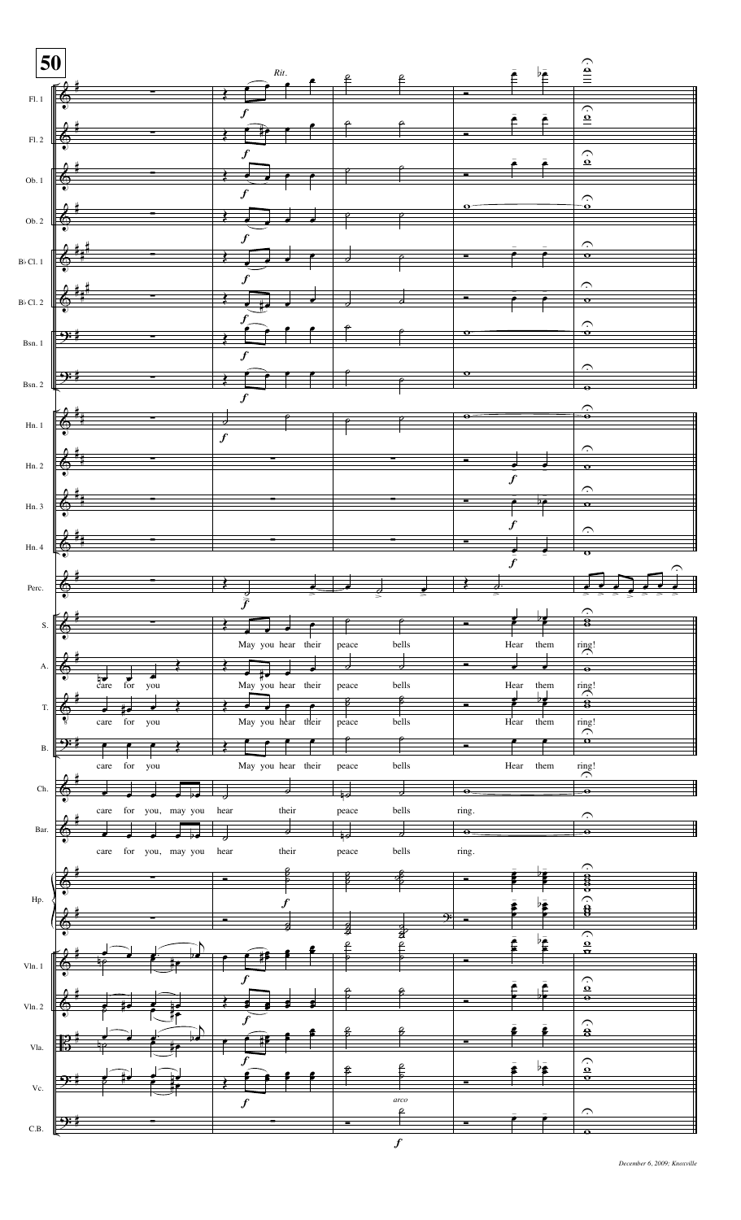**50**

*Rit.*

Fl. 1
Fl. 2
Ob. 1
Ob. 2
B♭ Cl. 1
B♭ Cl. 2
Bsn. 1
Bsn. 2
Hn. 1
Hn. 2
Hn. 3
Hn. 4
Perc.
S. — care for you / May you hear their peace bells Hear them ring!
A. — care for you / May you hear their peace bells Hear them ring!
T. — care for you / May you hear their peace bells Hear them ring!
B. — care for you / May you hear their peace bells Hear them ring!
Ch. — care for you, may you hear their peace bells ring.
Bar. — care for you, may you hear their peace bells ring.
Hp.
Vln. 1
Vln. 2
Vla.
Vc.
C.B.

*December 6, 2009; Knoxville*